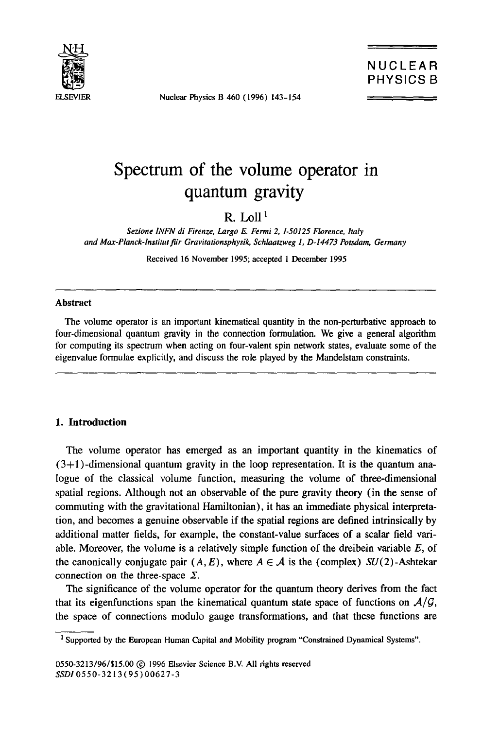# Spectrum of the volume operator in quantum gravity

R. Loll [1]

*Sezione INFN di Firenze, Largo E. Fermi 2, I-50125 Florence, Italy and Max-Planck-Institut für Gravitationsphysik, Schlaatzweg 1, D-14473 Potsdam, Germany*

Received 16 November 1995; accepted 1 December 1995

### Abstract

The volume operator is an important kinematical quantity in the non-perturbative approach to four-dimensional quantum gravity in the connection formulation. We give a general algorithm for computing its spectrum when acting on four-valent spin network states, evaluate some of the eigenvalue formulae explicitly, and discuss the role played by the Mandelstam constraints.

## 1. Introduction

The volume operator has emerged as an important quantity in the kinematics of (3+1)-dimensional quantum gravity in the loop representation. It is the quantum analogue of the classical volume function, measuring the volume of three-dimensional spatial regions. Although not an observable of the pure gravity theory (in the sense of commuting with the gravitational Hamiltonian), it has an immediate physical interpretation, and becomes a genuine observable if the spatial regions are defined intrinsically by additional matter fields, for example, the constant-value surfaces of a scalar field variable. Moreover, the volume is a relatively simple function of the dreibein variable $E$, of the canonically conjugate pair $(A, E)$, where $A \in \mathcal{A}$ is the (complex) $SU(2)$-Ashtekar connection on the three-space $\Sigma$.

The significance of the volume operator for the quantum theory derives from the fact that its eigenfunctions span the kinematical quantum state space of functions on $\mathcal{A}/\mathcal{G}$, the space of connections modulo gauge transformations, and that these functions are

[1] Supported by the European Human Capital and Mobility program "Constrained Dynamical Systems".

0550-3213/96/$15.00 © 1996 Elsevier Science B.V. All rights reserved
SSDI 0550-3213(95)00627-3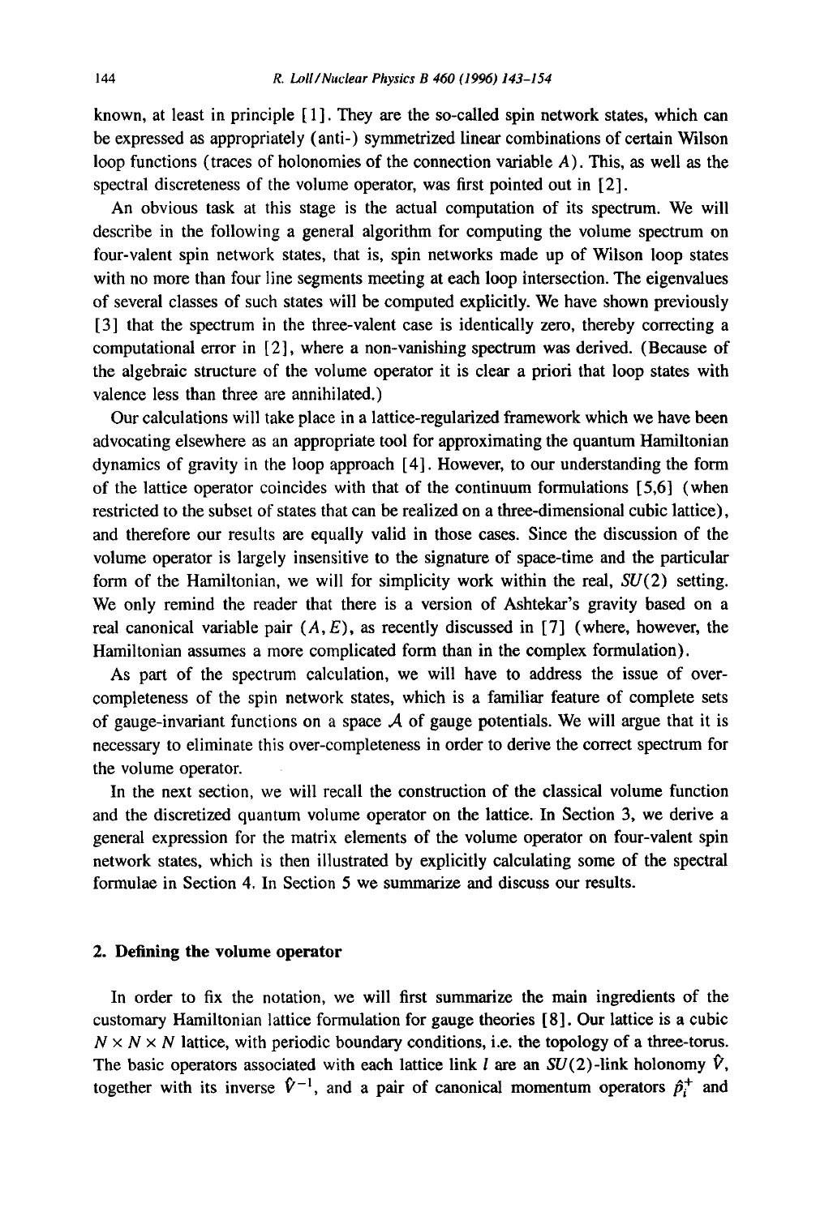known, at least in principle [1]. They are the so-called spin network states, which can be expressed as appropriately (anti-) symmetrized linear combinations of certain Wilson loop functions (traces of holonomies of the connection variable $A$). This, as well as the spectral discreteness of the volume operator, was first pointed out in [2].

An obvious task at this stage is the actual computation of its spectrum. We will describe in the following a general algorithm for computing the volume spectrum on four-valent spin network states, that is, spin networks made up of Wilson loop states with no more than four line segments meeting at each loop intersection. The eigenvalues of several classes of such states will be computed explicitly. We have shown previously [3] that the spectrum in the three-valent case is identically zero, thereby correcting a computational error in [2], where a non-vanishing spectrum was derived. (Because of the algebraic structure of the volume operator it is clear a priori that loop states with valence less than three are annihilated.)

Our calculations will take place in a lattice-regularized framework which we have been advocating elsewhere as an appropriate tool for approximating the quantum Hamiltonian dynamics of gravity in the loop approach [4]. However, to our understanding the form of the lattice operator coincides with that of the continuum formulations [5,6] (when restricted to the subset of states that can be realized on a three-dimensional cubic lattice), and therefore our results are equally valid in those cases. Since the discussion of the volume operator is largely insensitive to the signature of space-time and the particular form of the Hamiltonian, we will for simplicity work within the real, $SU(2)$ setting. We only remind the reader that there is a version of Ashtekar's gravity based on a real canonical variable pair $(A, E)$, as recently discussed in [7] (where, however, the Hamiltonian assumes a more complicated form than in the complex formulation).

As part of the spectrum calculation, we will have to address the issue of over-completeness of the spin network states, which is a familiar feature of complete sets of gauge-invariant functions on a space $\mathcal{A}$ of gauge potentials. We will argue that it is necessary to eliminate this over-completeness in order to derive the correct spectrum for the volume operator.

In the next section, we will recall the construction of the classical volume function and the discretized quantum volume operator on the lattice. In Section 3, we derive a general expression for the matrix elements of the volume operator on four-valent spin network states, which is then illustrated by explicitly calculating some of the spectral formulae in Section 4. In Section 5 we summarize and discuss our results.

## 2. Defining the volume operator

In order to fix the notation, we will first summarize the main ingredients of the customary Hamiltonian lattice formulation for gauge theories [8]. Our lattice is a cubic $N \times N \times N$ lattice, with periodic boundary conditions, i.e. the topology of a three-torus. The basic operators associated with each lattice link $l$ are an $SU(2)$-link holonomy $\hat{V}$, together with its inverse $\hat{V}^{-1}$, and a pair of canonical momentum operators $\hat{p}_i^+$ and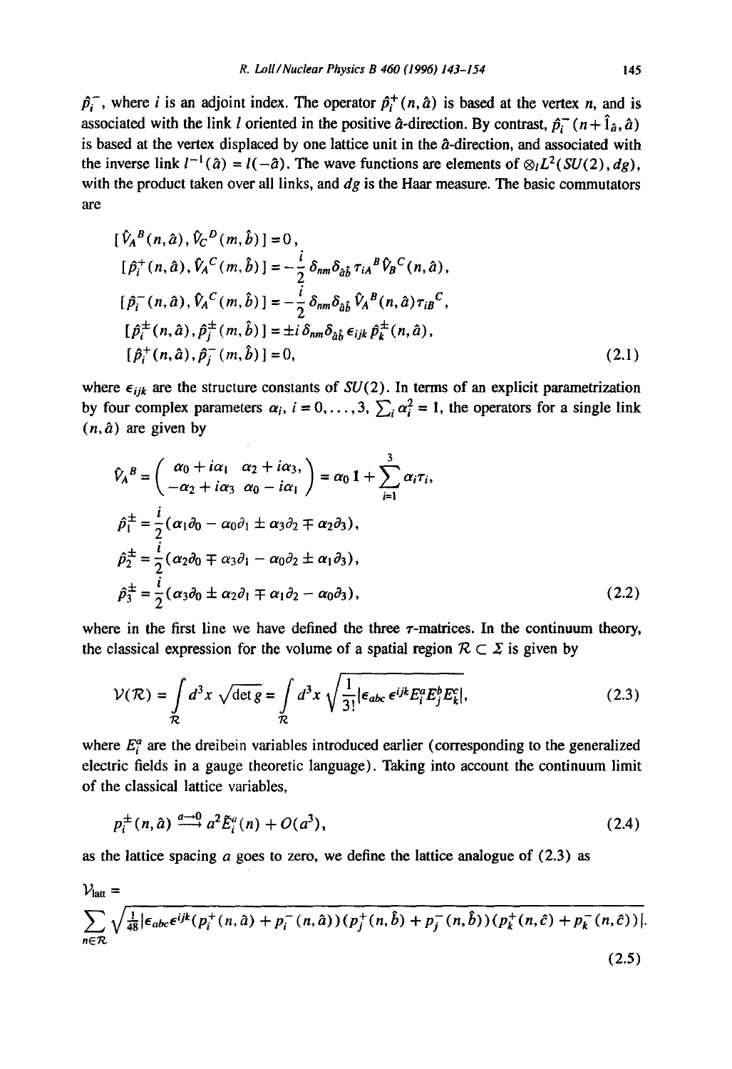$\hat{p}_i^-$, where $i$ is an adjoint index. The operator $\hat{p}_i^+(n,\hat{a})$ is based at the vertex $n$, and is associated with the link $l$ oriented in the positive $\hat{a}$-direction. By contrast, $\hat{p}_i^-(n+\hat{1}_{\hat{a}},\hat{a})$ is based at the vertex displaced by one lattice unit in the $\hat{a}$-direction, and associated with the inverse link $l^{-1}(\hat{a}) = l(-\hat{a})$. The wave functions are elements of $\otimes_l L^2(SU(2),dg)$, with the product taken over all links, and $dg$ is the Haar measure. The basic commutators are

$$
\begin{aligned}
[\hat{V}_A{}^B(n,\hat{a}),\hat{V}_C{}^D(m,\hat{b})] &= 0,\\
[\hat{p}_i^+(n,\hat{a}),\hat{V}_A{}^C(m,\hat{b})] &= -\frac{i}{2}\,\delta_{nm}\delta_{\hat{a}\hat{b}}\,\tau_{iA}{}^B\hat{V}_B{}^C(n,\hat{a}),\\
[\hat{p}_i^-(n,\hat{a}),\hat{V}_A{}^C(m,\hat{b})] &= -\frac{i}{2}\,\delta_{nm}\delta_{\hat{a}\hat{b}}\,\hat{V}_A{}^B(n,\hat{a})\tau_{iB}{}^C,\\
[\hat{p}_i^\pm(n,\hat{a}),\hat{p}_j^\pm(m,\hat{b})] &= \pm i\,\delta_{nm}\delta_{\hat{a}\hat{b}}\,\epsilon_{ijk}\,\hat{p}_k^\pm(n,\hat{a}),\\
[\hat{p}_i^+(n,\hat{a}),\hat{p}_j^-(m,\hat{b})] &= 0,
\end{aligned}
\tag{2.1}
$$

where $\epsilon_{ijk}$ are the structure constants of $SU(2)$. In terms of an explicit parametrization by four complex parameters $\alpha_i$, $i=0,\ldots,3$, $\sum_i \alpha_i^2 = 1$, the operators for a single link $(n,\hat{a})$ are given by

$$
\begin{aligned}
\hat{V}_A{}^B &= \begin{pmatrix} \alpha_0 + i\alpha_1 & \alpha_2 + i\alpha_3 \\ -\alpha_2 + i\alpha_3 & \alpha_0 - i\alpha_1 \end{pmatrix} = \alpha_0\,\mathbf{1} + \sum_{i=1}^{3}\alpha_i\tau_i,\\
\hat{p}_1^\pm &= \frac{i}{2}(\alpha_1\partial_0 - \alpha_0\partial_1 \pm \alpha_3\partial_2 \mp \alpha_2\partial_3),\\
\hat{p}_2^\pm &= \frac{i}{2}(\alpha_2\partial_0 \mp \alpha_3\partial_1 - \alpha_0\partial_2 \pm \alpha_1\partial_3),\\
\hat{p}_3^\pm &= \frac{i}{2}(\alpha_3\partial_0 \pm \alpha_2\partial_1 \mp \alpha_1\partial_2 - \alpha_0\partial_3),
\end{aligned}
\tag{2.2}
$$

where in the first line we have defined the three $\tau$-matrices. In the continuum theory, the classical expression for the volume of a spatial region $\mathcal{R}\subset\Sigma$ is given by

$$
\mathcal{V}(\mathcal{R}) = \int_{\mathcal{R}} d^3x\,\sqrt{\det g} = \int_{\mathcal{R}} d^3x\,\sqrt{\frac{1}{3!}|\epsilon_{abc}\,\epsilon^{ijk}E_i^a E_j^b E_k^c|},
\tag{2.3}
$$

where $E_i^a$ are the dreibein variables introduced earlier (corresponding to the generalized electric fields in a gauge theoretic language). Taking into account the continuum limit of the classical lattice variables,

$$
p_i^\pm(n,\hat{a}) \overset{a\to 0}{\longrightarrow} a^2\tilde{E}_i^a(n) + O(a^3),
\tag{2.4}
$$

as the lattice spacing $a$ goes to zero, we define the lattice analogue of (2.3) as

$$
\mathcal{V}_{\rm latt} = \sum_{n\in\mathcal{R}}\sqrt{\tfrac{1}{48}|\epsilon_{abc}\epsilon^{ijk}(p_i^+(n,\hat{a})+p_i^-(n,\hat{a}))(p_j^+(n,\hat{b})+p_j^-(n,\hat{b}))(p_k^+(n,\hat{c})+p_k^-(n,\hat{c}))|}.
\tag{2.5}
$$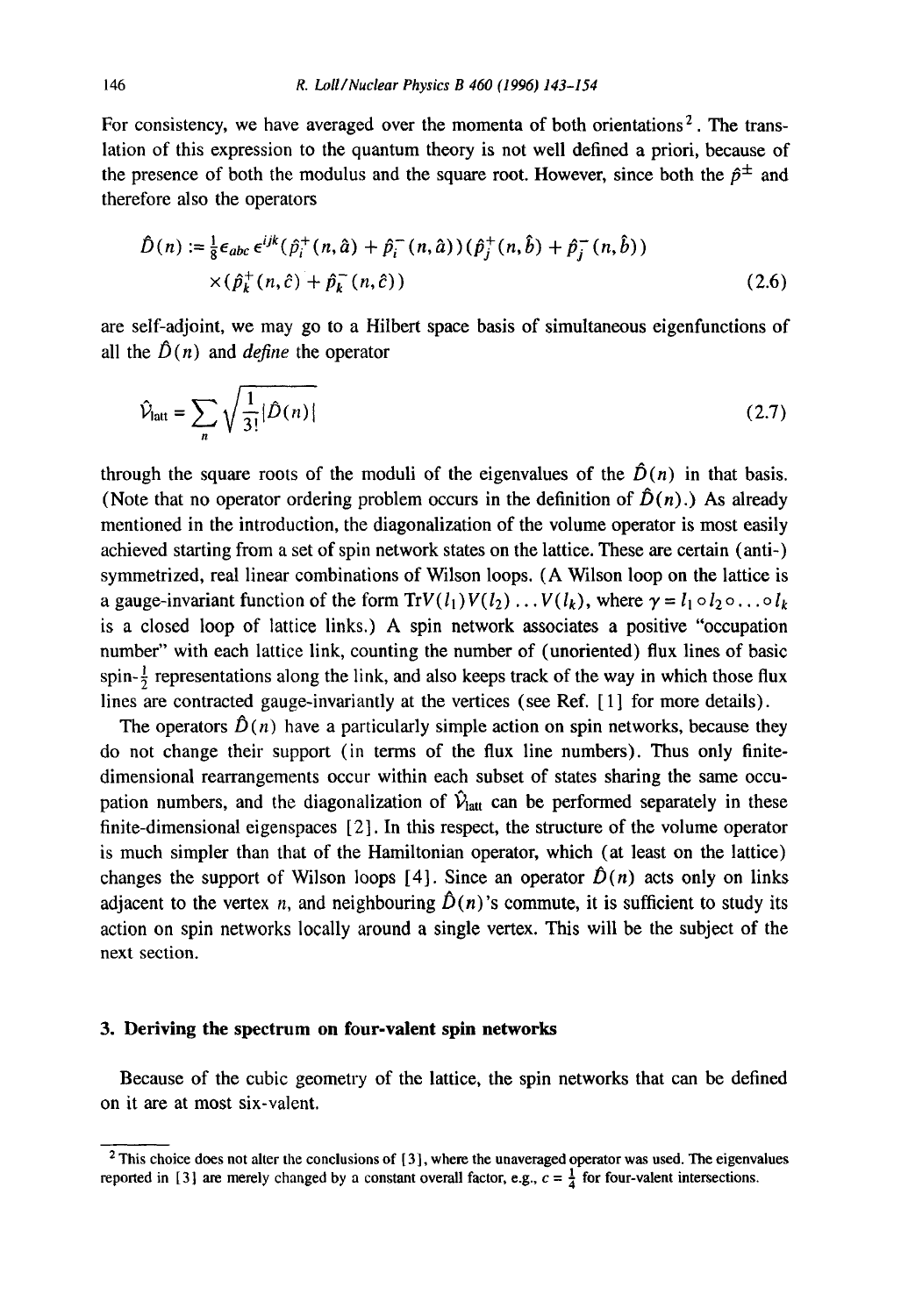For consistency, we have averaged over the momenta of both orientations [2]. The translation of this expression to the quantum theory is not well defined a priori, because of the presence of both the modulus and the square root. However, since both the $\hat{p}^{\pm}$ and therefore also the operators

$$\hat{D}(n) := \tfrac{1}{8}\epsilon_{abc}\,\epsilon^{ijk}(\hat{p}_i^+(n,\hat{a}) + \hat{p}_i^-(n,\hat{a}))(\hat{p}_j^+(n,\hat{b}) + \hat{p}_j^-(n,\hat{b}))$$
$$\times(\hat{p}_k^+(n,\hat{c}) + \hat{p}_k^-(n,\hat{c})) \tag{2.6}$$

are self-adjoint, we may go to a Hilbert space basis of simultaneous eigenfunctions of all the $\hat{D}(n)$ and *define* the operator

$$\hat{V}_{\text{latt}} = \sum_n \sqrt{\frac{1}{3!}|\hat{D}(n)|} \tag{2.7}$$

through the square roots of the moduli of the eigenvalues of the $\hat{D}(n)$ in that basis. (Note that no operator ordering problem occurs in the definition of $\hat{D}(n)$.) As already mentioned in the introduction, the diagonalization of the volume operator is most easily achieved starting from a set of spin network states on the lattice. These are certain (anti-) symmetrized, real linear combinations of Wilson loops. (A Wilson loop on the lattice is a gauge-invariant function of the form $\text{Tr}V(l_1)V(l_2)\ldots V(l_k)$, where $\gamma = l_1 \circ l_2 \circ \ldots \circ l_k$ is a closed loop of lattice links.) A spin network associates a positive "occupation number" with each lattice link, counting the number of (unoriented) flux lines of basic spin-$\frac{1}{2}$ representations along the link, and also keeps track of the way in which those flux lines are contracted gauge-invariantly at the vertices (see Ref. [1] for more details).

The operators $\hat{D}(n)$ have a particularly simple action on spin networks, because they do not change their support (in terms of the flux line numbers). Thus only finite-dimensional rearrangements occur within each subset of states sharing the same occupation numbers, and the diagonalization of $\hat{V}_{\text{latt}}$ can be performed separately in these finite-dimensional eigenspaces [2]. In this respect, the structure of the volume operator is much simpler than that of the Hamiltonian operator, which (at least on the lattice) changes the support of Wilson loops [4]. Since an operator $\hat{D}(n)$ acts only on links adjacent to the vertex $n$, and neighbouring $\hat{D}(n)$'s commute, it is sufficient to study its action on spin networks locally around a single vertex. This will be the subject of the next section.

## 3. Deriving the spectrum on four-valent spin networks

Because of the cubic geometry of the lattice, the spin networks that can be defined on it are at most six-valent.

---

[2] This choice does not alter the conclusions of [3], where the unaveraged operator was used. The eigenvalues reported in [3] are merely changed by a constant overall factor, e.g., $c = \frac{1}{4}$ for four-valent intersections.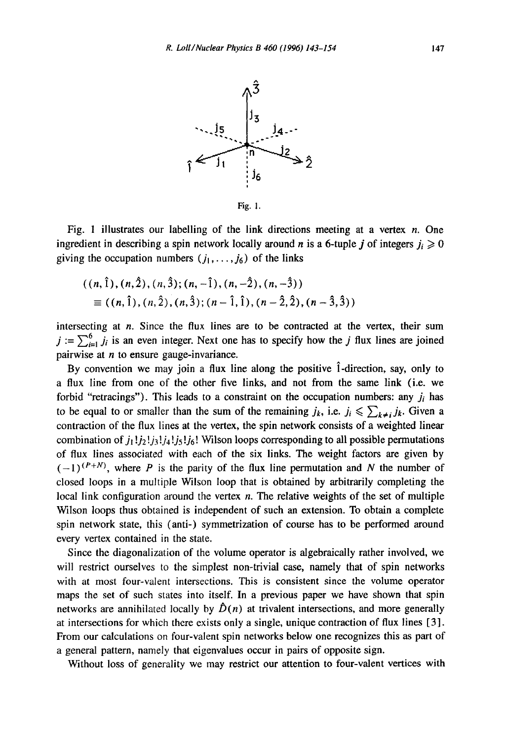Fig. 1.

Fig. 1 illustrates our labelling of the link directions meeting at a vertex $n$. One ingredient in describing a spin network locally around $n$ is a 6-tuple $j$ of integers $j_i \geqslant 0$ giving the occupation numbers $(j_1, \ldots, j_6)$ of the links

$$
\begin{aligned}
&((n,\hat{1}),(n,\hat{2}),(n,\hat{3});(n,-\hat{1}),(n,-\hat{2}),(n,-\hat{3})) \\
&\equiv ((n,\hat{1}),(n,\hat{2}),(n,\hat{3});(n-\hat{1},\hat{1}),(n-\hat{2},\hat{2}),(n-\hat{3},\hat{3}))
\end{aligned}
$$

intersecting at $n$. Since the flux lines are to be contracted at the vertex, their sum $j := \sum_{i=1}^{6} j_i$ is an even integer. Next one has to specify how the $j$ flux lines are joined pairwise at $n$ to ensure gauge-invariance.

By convention we may join a flux line along the positive $\hat{1}$-direction, say, only to a flux line from one of the other five links, and not from the same link (i.e. we forbid "retracings"). This leads to a constraint on the occupation numbers: any $j_i$ has to be equal to or smaller than the sum of the remaining $j_k$, i.e. $j_i \leqslant \sum_{k\neq i} j_k$. Given a contraction of the flux lines at the vertex, the spin network consists of a weighted linear combination of $j_1!j_2!j_3!j_4!j_5!j_6!$ Wilson loops corresponding to all possible permutations of flux lines associated with each of the six links. The weight factors are given by $(-1)^{(P+N)}$, where $P$ is the parity of the flux line permutation and $N$ the number of closed loops in a multiple Wilson loop that is obtained by arbitrarily completing the local link configuration around the vertex $n$. The relative weights of the set of multiple Wilson loops thus obtained is independent of such an extension. To obtain a complete spin network state, this (anti-) symmetrization of course has to be performed around every vertex contained in the state.

Since the diagonalization of the volume operator is algebraically rather involved, we will restrict ourselves to the simplest non-trivial case, namely that of spin networks with at most four-valent intersections. This is consistent since the volume operator maps the set of such states into itself. In a previous paper we have shown that spin networks are annihilated locally by $\hat{D}(n)$ at trivalent intersections, and more generally at intersections for which there exists only a single, unique contraction of flux lines [3]. From our calculations on four-valent spin networks below one recognizes this as part of a general pattern, namely that eigenvalues occur in pairs of opposite sign.

Without loss of generality we may restrict our attention to four-valent vertices with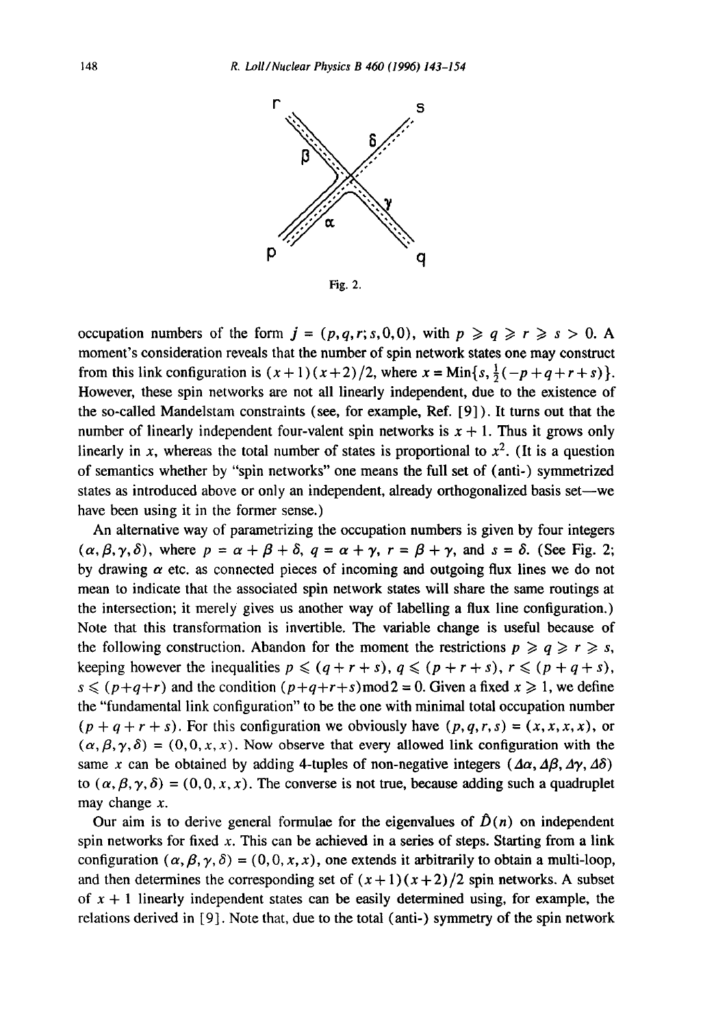Fig. 2.

occupation numbers of the form $j = (p, q, r; s, 0, 0)$, with $p \geqslant q \geqslant r \geqslant s > 0$. A moment's consideration reveals that the number of spin network states one may construct from this link configuration is $(x+1)(x+2)/2$, where $x = \text{Min}\{s, \frac{1}{2}(-p+q+r+s)\}$. However, these spin networks are not all linearly independent, due to the existence of the so-called Mandelstam constraints (see, for example, Ref. [9]). It turns out that the number of linearly independent four-valent spin networks is $x+1$. Thus it grows only linearly in $x$, whereas the total number of states is proportional to $x^2$. (It is a question of semantics whether by "spin networks" one means the full set of (anti-) symmetrized states as introduced above or only an independent, already orthogonalized basis set—we have been using it in the former sense.)

An alternative way of parametrizing the occupation numbers is given by four integers $(\alpha, \beta, \gamma, \delta)$, where $p = \alpha + \beta + \delta$, $q = \alpha + \gamma$, $r = \beta + \gamma$, and $s = \delta$. (See Fig. 2; by drawing $\alpha$ etc. as connected pieces of incoming and outgoing flux lines we do not mean to indicate that the associated spin network states will share the same routings at the intersection; it merely gives us another way of labelling a flux line configuration.) Note that this transformation is invertible. The variable change is useful because of the following construction. Abandon for the moment the restrictions $p \geqslant q \geqslant r \geqslant s$, keeping however the inequalities $p \leqslant (q+r+s)$, $q \leqslant (p+r+s)$, $r \leqslant (p+q+s)$, $s \leqslant (p+q+r)$ and the condition $(p+q+r+s) \bmod 2 = 0$. Given a fixed $x \geqslant 1$, we define the "fundamental link configuration" to be the one with minimal total occupation number $(p+q+r+s)$. For this configuration we obviously have $(p, q, r, s) = (x, x, x, x)$, or $(\alpha, \beta, \gamma, \delta) = (0, 0, x, x)$. Now observe that every allowed link configuration with the same $x$ can be obtained by adding 4-tuples of non-negative integers $(\Delta\alpha, \Delta\beta, \Delta\gamma, \Delta\delta)$ to $(\alpha, \beta, \gamma, \delta) = (0, 0, x, x)$. The converse is not true, because adding such a quadruplet may change $x$.

Our aim is to derive general formulae for the eigenvalues of $\hat{D}(n)$ on independent spin networks for fixed $x$. This can be achieved in a series of steps. Starting from a link configuration $(\alpha, \beta, \gamma, \delta) = (0, 0, x, x)$, one extends it arbitrarily to obtain a multi-loop, and then determines the corresponding set of $(x+1)(x+2)/2$ spin networks. A subset of $x+1$ linearly independent states can be easily determined using, for example, the relations derived in [9]. Note that, due to the total (anti-) symmetry of the spin network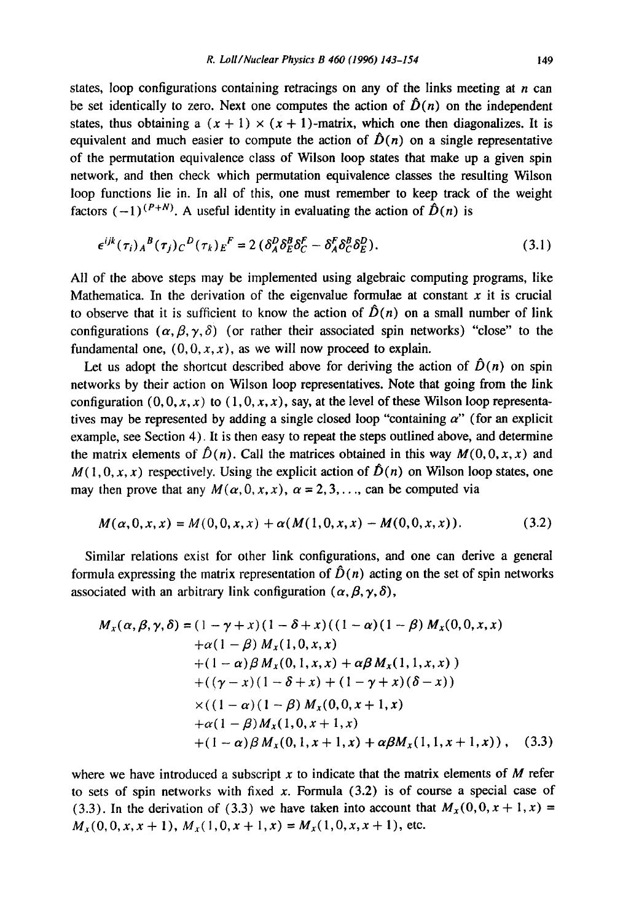states, loop configurations containing retracings on any of the links meeting at $n$ can be set identically to zero. Next one computes the action of $\hat{D}(n)$ on the independent states, thus obtaining a $(x+1) \times (x+1)$-matrix, which one then diagonalizes. It is equivalent and much easier to compute the action of $\hat{D}(n)$ on a single representative of the permutation equivalence class of Wilson loop states that make up a given spin network, and then check which permutation equivalence classes the resulting Wilson loop functions lie in. In all of this, one must remember to keep track of the weight factors $(-1)^{(P+N)}$. A useful identity in evaluating the action of $\hat{D}(n)$ is

$$\epsilon^{ijk}(\tau_i)_A{}^B(\tau_j)_C{}^D(\tau_k)_E{}^F = 2\,(\delta_A^D\delta_E^B\delta_C^F - \delta_A^F\delta_C^B\delta_E^D). \tag{3.1}$$

All of the above steps may be implemented using algebraic computing programs, like Mathematica. In the derivation of the eigenvalue formulae at constant $x$ it is crucial to observe that it is sufficient to know the action of $\hat{D}(n)$ on a small number of link configurations $(\alpha,\beta,\gamma,\delta)$ (or rather their associated spin networks) "close" to the fundamental one, $(0,0,x,x)$, as we will now proceed to explain.

Let us adopt the shortcut described above for deriving the action of $\hat{D}(n)$ on spin networks by their action on Wilson loop representatives. Note that going from the link configuration $(0,0,x,x)$ to $(1,0,x,x)$, say, at the level of these Wilson loop representatives may be represented by adding a single closed loop "containing $\alpha$" (for an explicit example, see Section 4). It is then easy to repeat the steps outlined above, and determine the matrix elements of $\hat{D}(n)$. Call the matrices obtained in this way $M(0,0,x,x)$ and $M(1,0,x,x)$ respectively. Using the explicit action of $\hat{D}(n)$ on Wilson loop states, one may then prove that any $M(\alpha,0,x,x)$, $\alpha = 2,3,\ldots$, can be computed via

$$M(\alpha,0,x,x) = M(0,0,x,x) + \alpha(M(1,0,x,x) - M(0,0,x,x)). \tag{3.2}$$

Similar relations exist for other link configurations, and one can derive a general formula expressing the matrix representation of $\hat{D}(n)$ acting on the set of spin networks associated with an arbitrary link configuration $(\alpha,\beta,\gamma,\delta)$,

$$\begin{aligned}
M_x(\alpha,\beta,\gamma,\delta) = {} & (1-\gamma+x)(1-\delta+x)\big((1-\alpha)(1-\beta)\,M_x(0,0,x,x) \\
& +\alpha(1-\beta)\,M_x(1,0,x,x) \\
& +(1-\alpha)\beta\,M_x(0,1,x,x) + \alpha\beta\,M_x(1,1,x,x)\,\big) \\
& +\big((\gamma-x)(1-\delta+x) + (1-\gamma+x)(\delta-x)\big) \\
& \times\big((1-\alpha)(1-\beta)\,M_x(0,0,x+1,x) \\
& +\alpha(1-\beta)M_x(1,0,x+1,x) \\
& +(1-\alpha)\beta\,M_x(0,1,x+1,x) + \alpha\beta M_x(1,1,x+1,x)\big),
\end{aligned} \tag{3.3}$$

where we have introduced a subscript $x$ to indicate that the matrix elements of $M$ refer to sets of spin networks with fixed $x$. Formula (3.2) is of course a special case of (3.3). In the derivation of (3.3) we have taken into account that $M_x(0,0,x+1,x) = M_x(0,0,x,x+1)$, $M_x(1,0,x+1,x) = M_x(1,0,x,x+1)$, etc.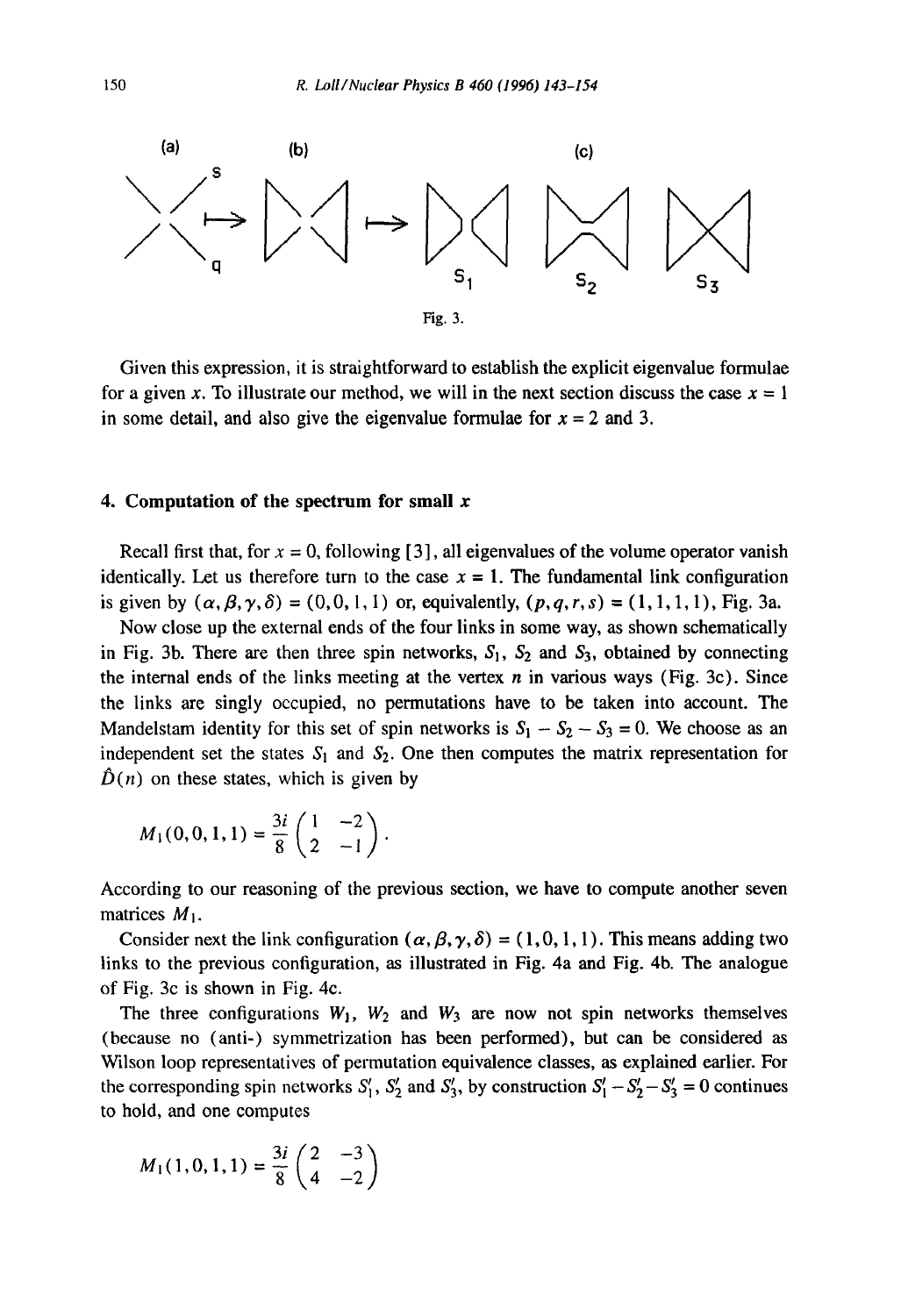Fig. 3.

Given this expression, it is straightforward to establish the explicit eigenvalue formulae for a given $x$. To illustrate our method, we will in the next section discuss the case $x = 1$ in some detail, and also give the eigenvalue formulae for $x = 2$ and 3.

## 4. Computation of the spectrum for small $x$

Recall first that, for $x = 0$, following [3], all eigenvalues of the volume operator vanish identically. Let us therefore turn to the case $x = 1$. The fundamental link configuration is given by $(\alpha, \beta, \gamma, \delta) = (0, 0, 1, 1)$ or, equivalently, $(p, q, r, s) = (1, 1, 1, 1)$, Fig. 3a.

Now close up the external ends of the four links in some way, as shown schematically in Fig. 3b. There are then three spin networks, $S_1$, $S_2$ and $S_3$, obtained by connecting the internal ends of the links meeting at the vertex $n$ in various ways (Fig. 3c). Since the links are singly occupied, no permutations have to be taken into account. The Mandelstam identity for this set of spin networks is $S_1 - S_2 - S_3 = 0$. We choose as an independent set the states $S_1$ and $S_2$. One then computes the matrix representation for $\hat{D}(n)$ on these states, which is given by

$$M_1(0,0,1,1) = \frac{3i}{8}\begin{pmatrix} 1 & -2 \\ 2 & -1 \end{pmatrix}.$$

According to our reasoning of the previous section, we have to compute another seven matrices $M_1$.

Consider next the link configuration $(\alpha, \beta, \gamma, \delta) = (1, 0, 1, 1)$. This means adding two links to the previous configuration, as illustrated in Fig. 4a and Fig. 4b. The analogue of Fig. 3c is shown in Fig. 4c.

The three configurations $W_1$, $W_2$ and $W_3$ are now not spin networks themselves (because no (anti-) symmetrization has been performed), but can be considered as Wilson loop representatives of permutation equivalence classes, as explained earlier. For the corresponding spin networks $S'_1$, $S'_2$ and $S'_3$, by construction $S'_1 - S'_2 - S'_3 = 0$ continues to hold, and one computes

$$M_1(1,0,1,1) = \frac{3i}{8}\begin{pmatrix} 2 & -3 \\ 4 & -2 \end{pmatrix}$$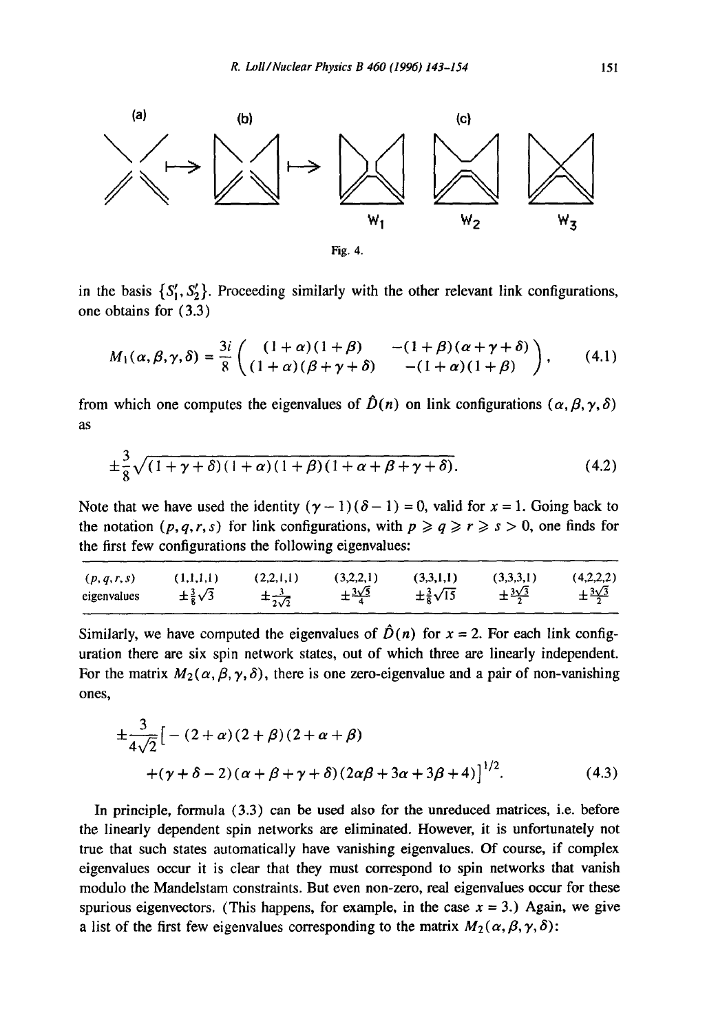(a) (b) (c)

$W_1$ $W_2$ $W_3$

Fig. 4.

in the basis $\{S_1', S_2'\}$. Proceeding similarly with the other relevant link configurations, one obtains for (3.3)

$$M_1(\alpha,\beta,\gamma,\delta) = \frac{3i}{8}\begin{pmatrix} (1+\alpha)(1+\beta) & -(1+\beta)(\alpha+\gamma+\delta) \\ (1+\alpha)(\beta+\gamma+\delta) & -(1+\alpha)(1+\beta) \end{pmatrix}, \tag{4.1}$$

from which one computes the eigenvalues of $\hat{D}(n)$ on link configurations $(\alpha,\beta,\gamma,\delta)$ as

$$\pm\frac{3}{8}\sqrt{(1+\gamma+\delta)(1+\alpha)(1+\beta)(1+\alpha+\beta+\gamma+\delta)}. \tag{4.2}$$

Note that we have used the identity $(\gamma-1)(\delta-1)=0$, valid for $x=1$. Going back to the notation $(p,q,r,s)$ for link configurations, with $p \geqslant q \geqslant r \geqslant s > 0$, one finds for the first few configurations the following eigenvalues:

| $(p,q,r,s)$ | $(1,1,1,1)$ | $(2,2,1,1)$ | $(3,2,2,1)$ | $(3,3,1,1)$ | $(3,3,3,1)$ | $(4,2,2,2)$ |
|---|---|---|---|---|---|---|
| eigenvalues | $\pm\frac{3}{8}\sqrt{3}$ | $\pm\frac{3}{2\sqrt{2}}$ | $\pm\frac{3\sqrt{5}}{4}$ | $\pm\frac{3}{8}\sqrt{15}$ | $\pm\frac{3\sqrt{3}}{2}$ | $\pm\frac{3\sqrt{3}}{2}$ |

Similarly, we have computed the eigenvalues of $\hat{D}(n)$ for $x=2$. For each link configuration there are six spin network states, out of which three are linearly independent. For the matrix $M_2(\alpha,\beta,\gamma,\delta)$, there is one zero-eigenvalue and a pair of non-vanishing ones,

$$\pm\frac{3}{4\sqrt{2}}\big[-(2+\alpha)(2+\beta)(2+\alpha+\beta) \\ +(\gamma+\delta-2)(\alpha+\beta+\gamma+\delta)(2\alpha\beta+3\alpha+3\beta+4)\big]^{1/2}. \tag{4.3}$$

In principle, formula (3.3) can be used also for the unreduced matrices, i.e. before the linearly dependent spin networks are eliminated. However, it is unfortunately not true that such states automatically have vanishing eigenvalues. Of course, if complex eigenvalues occur it is clear that they must correspond to spin networks that vanish modulo the Mandelstam constraints. But even non-zero, real eigenvalues occur for these spurious eigenvectors. (This happens, for example, in the case $x=3$.) Again, we give a list of the first few eigenvalues corresponding to the matrix $M_2(\alpha,\beta,\gamma,\delta)$: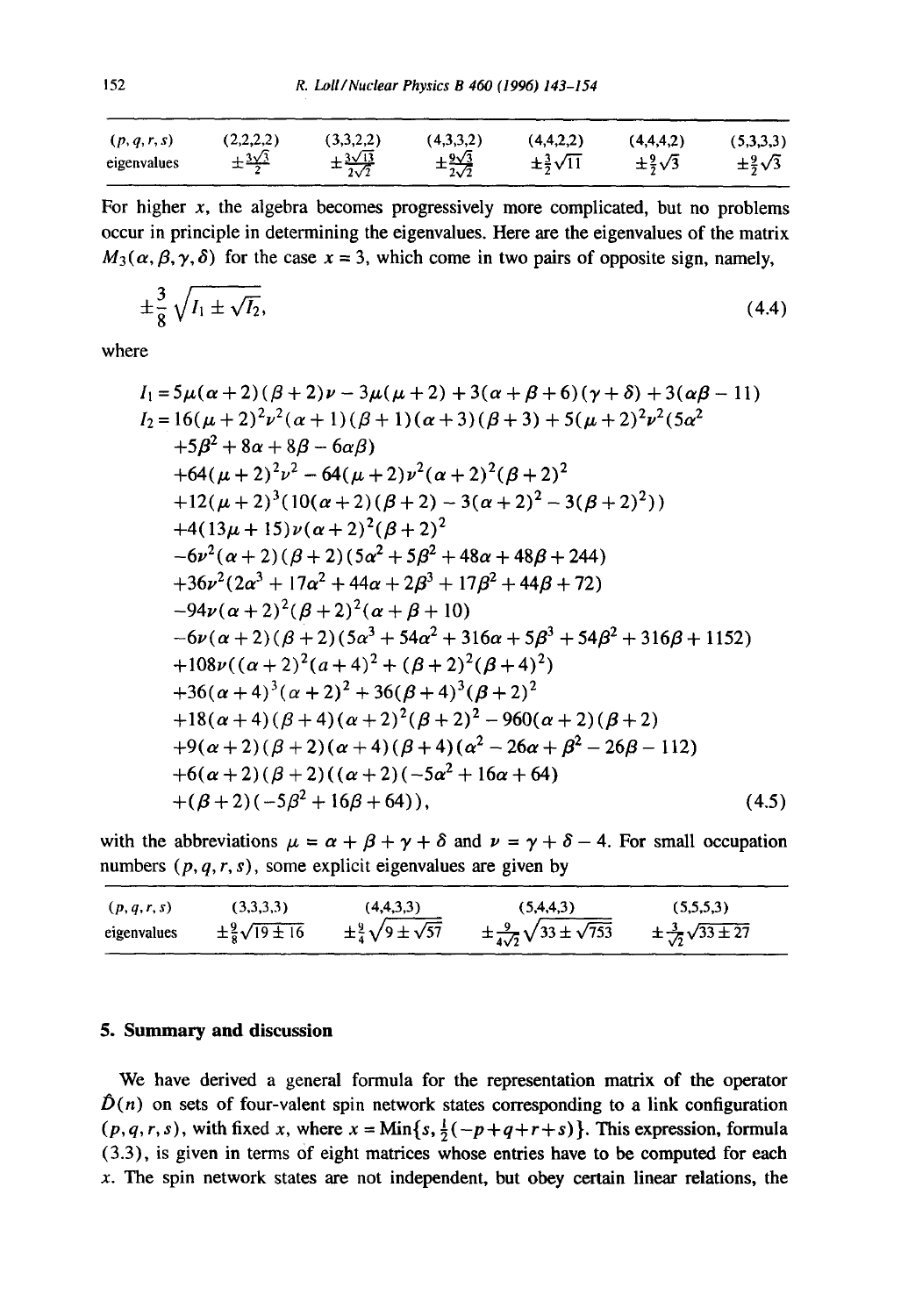| $(p,q,r,s)$ | (2,2,2,2) | (3,3,2,2) | (4,3,3,2) | (4,4,2,2) | (4,4,4,2) | (5,3,3,3) |
|---|---|---|---|---|---|---|
| eigenvalues | $\pm\frac{3\sqrt{3}}{2}$ | $\pm\frac{3\sqrt{13}}{2\sqrt{2}}$ | $\pm\frac{9\sqrt{3}}{2\sqrt{2}}$ | $\pm\frac{3}{2}\sqrt{11}$ | $\pm\frac{9}{2}\sqrt{3}$ | $\pm\frac{9}{2}\sqrt{3}$ |

For higher $x$, the algebra becomes progressively more complicated, but no problems occur in principle in determining the eigenvalues. Here are the eigenvalues of the matrix $M_3(\alpha,\beta,\gamma,\delta)$ for the case $x=3$, which come in two pairs of opposite sign, namely,

$$\pm\frac{3}{8}\sqrt{I_1 \pm \sqrt{I_2}}, \tag{4.4}$$

where

$$\begin{aligned}
I_1 =\, & 5\mu(\alpha+2)(\beta+2)\nu - 3\mu(\mu+2) + 3(\alpha+\beta+6)(\gamma+\delta) + 3(\alpha\beta-11) \\
I_2 =\, & 16(\mu+2)^2\nu^2(\alpha+1)(\beta+1)(\alpha+3)(\beta+3) + 5(\mu+2)^2\nu^2(5\alpha^2 \\
& +5\beta^2+8\alpha+8\beta-6\alpha\beta) \\
& +64(\mu+2)^2\nu^2 - 64(\mu+2)\nu^2(\alpha+2)^2(\beta+2)^2 \\
& +12(\mu+2)^3(10(\alpha+2)(\beta+2) - 3(\alpha+2)^2 - 3(\beta+2)^2)) \\
& +4(13\mu+15)\nu(\alpha+2)^2(\beta+2)^2 \\
& -6\nu^2(\alpha+2)(\beta+2)(5\alpha^2+5\beta^2+48\alpha+48\beta+244) \\
& +36\nu^2(2\alpha^3+17\alpha^2+44\alpha+2\beta^3+17\beta^2+44\beta+72) \\
& -94\nu(\alpha+2)^2(\beta+2)^2(\alpha+\beta+10) \\
& -6\nu(\alpha+2)(\beta+2)(5\alpha^3+54\alpha^2+316\alpha+5\beta^3+54\beta^2+316\beta+1152) \\
& +108\nu((\alpha+2)^2(\alpha+4)^2+(\beta+2)^2(\beta+4)^2) \\
& +36(\alpha+4)^3(\alpha+2)^2+36(\beta+4)^3(\beta+2)^2 \\
& +18(\alpha+4)(\beta+4)(\alpha+2)^2(\beta+2)^2 - 960(\alpha+2)(\beta+2) \\
& +9(\alpha+2)(\beta+2)(\alpha+4)(\beta+4)(\alpha^2-26\alpha+\beta^2-26\beta-112) \\
& +6(\alpha+2)(\beta+2)((\alpha+2)(-5\alpha^2+16\alpha+64) \\
& +(\beta+2)(-5\beta^2+16\beta+64)),
\end{aligned} \tag{4.5}$$

with the abbreviations $\mu=\alpha+\beta+\gamma+\delta$ and $\nu=\gamma+\delta-4$. For small occupation numbers $(p,q,r,s)$, some explicit eigenvalues are given by

| $(p,q,r,s)$ | (3,3,3,3) | (4,4,3,3) | (5,4,4,3) | (5,5,5,3) |
|---|---|---|---|---|
| eigenvalues | $\pm\frac{9}{8}\sqrt{19\pm 16}$ | $\pm\frac{9}{4}\sqrt{9\pm\sqrt{57}}$ | $\pm\frac{9}{4\sqrt{2}}\sqrt{33\pm\sqrt{753}}$ | $\pm\frac{3}{\sqrt{2}}\sqrt{33\pm 27}$ |

## 5. Summary and discussion

We have derived a general formula for the representation matrix of the operator $\hat{D}(n)$ on sets of four-valent spin network states corresponding to a link configuration $(p,q,r,s)$, with fixed $x$, where $x=\mathrm{Min}\{s,\frac{1}{2}(-p+q+r+s)\}$. This expression, formula (3.3), is given in terms of eight matrices whose entries have to be computed for each $x$. The spin network states are not independent, but obey certain linear relations, the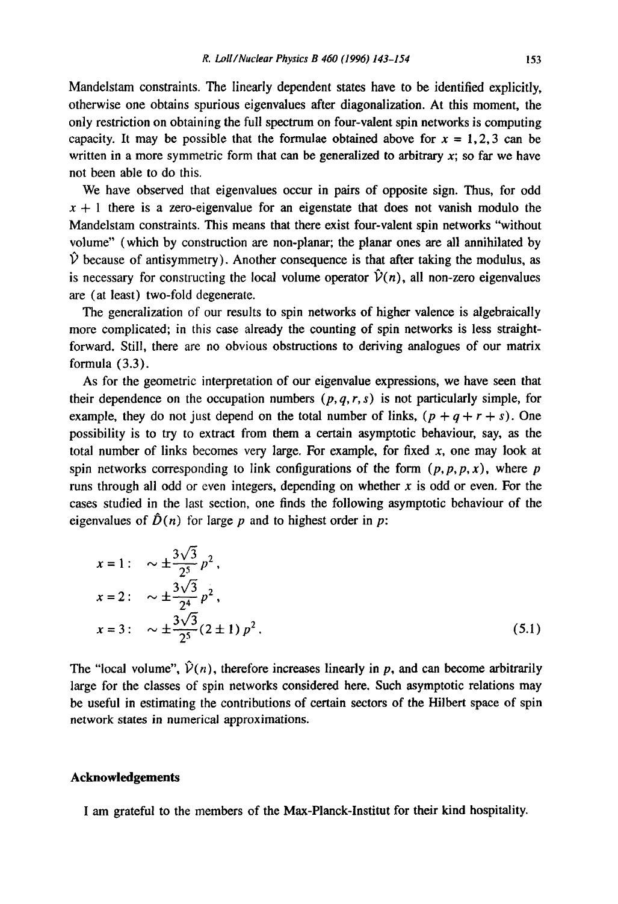Mandelstam constraints. The linearly dependent states have to be identified explicitly, otherwise one obtains spurious eigenvalues after diagonalization. At this moment, the only restriction on obtaining the full spectrum on four-valent spin networks is computing capacity. It may be possible that the formulae obtained above for $x = 1, 2, 3$ can be written in a more symmetric form that can be generalized to arbitrary $x$; so far we have not been able to do this.

We have observed that eigenvalues occur in pairs of opposite sign. Thus, for odd $x + 1$ there is a zero-eigenvalue for an eigenstate that does not vanish modulo the Mandelstam constraints. This means that there exist four-valent spin networks "without volume" (which by construction are non-planar; the planar ones are all annihilated by $\hat{\mathcal{V}}$ because of antisymmetry). Another consequence is that after taking the modulus, as is necessary for constructing the local volume operator $\hat{\mathcal{V}}(n)$, all non-zero eigenvalues are (at least) two-fold degenerate.

The generalization of our results to spin networks of higher valence is algebraically more complicated; in this case already the counting of spin networks is less straightforward. Still, there are no obvious obstructions to deriving analogues of our matrix formula (3.3).

As for the geometric interpretation of our eigenvalue expressions, we have seen that their dependence on the occupation numbers $(p, q, r, s)$ is not particularly simple, for example, they do not just depend on the total number of links, $(p + q + r + s)$. One possibility is to try to extract from them a certain asymptotic behaviour, say, as the total number of links becomes very large. For example, for fixed $x$, one may look at spin networks corresponding to link configurations of the form $(p, p, p, x)$, where $p$ runs through all odd or even integers, depending on whether $x$ is odd or even. For the cases studied in the last section, one finds the following asymptotic behaviour of the eigenvalues of $\hat{D}(n)$ for large $p$ and to highest order in $p$:

$$
\begin{aligned}
x = 1: &\quad \sim \pm \frac{3\sqrt{3}}{2^5} p^2, \\
x = 2: &\quad \sim \pm \frac{3\sqrt{3}}{2^4} p^2, \\
x = 3: &\quad \sim \pm \frac{3\sqrt{3}}{2^5} (2 \pm 1) p^2.
\end{aligned}
\tag{5.1}
$$

The "local volume", $\hat{\mathcal{V}}(n)$, therefore increases linearly in $p$, and can become arbitrarily large for the classes of spin networks considered here. Such asymptotic relations may be useful in estimating the contributions of certain sectors of the Hilbert space of spin network states in numerical approximations.

## Acknowledgements

I am grateful to the members of the Max-Planck-Institut for their kind hospitality.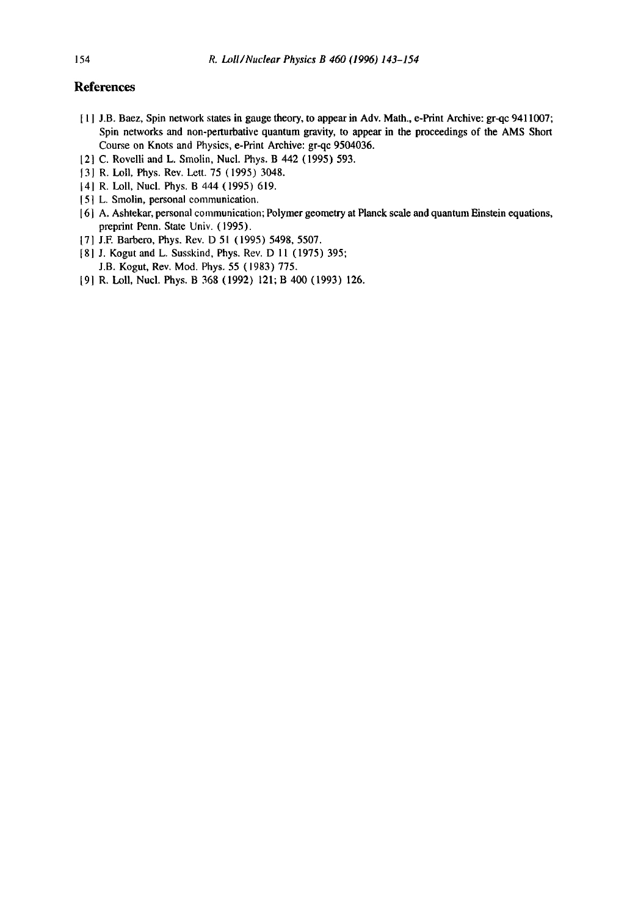## References

[1] J.B. Baez, Spin network states in gauge theory, to appear in Adv. Math., e-Print Archive: gr-qc 9411007; Spin networks and non-perturbative quantum gravity, to appear in the proceedings of the AMS Short Course on Knots and Physics, e-Print Archive: gr-qc 9504036.

[2] C. Rovelli and L. Smolin, Nucl. Phys. B 442 (1995) 593.

[3] R. Loll, Phys. Rev. Lett. 75 (1995) 3048.

[4] R. Loll, Nucl. Phys. B 444 (1995) 619.

[5] L. Smolin, personal communication.

[6] A. Ashtekar, personal communication; Polymer geometry at Planck scale and quantum Einstein equations, preprint Penn. State Univ. (1995).

[7] J.F. Barbero, Phys. Rev. D 51 (1995) 5498, 5507.

[8] J. Kogut and L. Susskind, Phys. Rev. D 11 (1975) 395;
J.B. Kogut, Rev. Mod. Phys. 55 (1983) 775.

[9] R. Loll, Nucl. Phys. B 368 (1992) 121; B 400 (1993) 126.